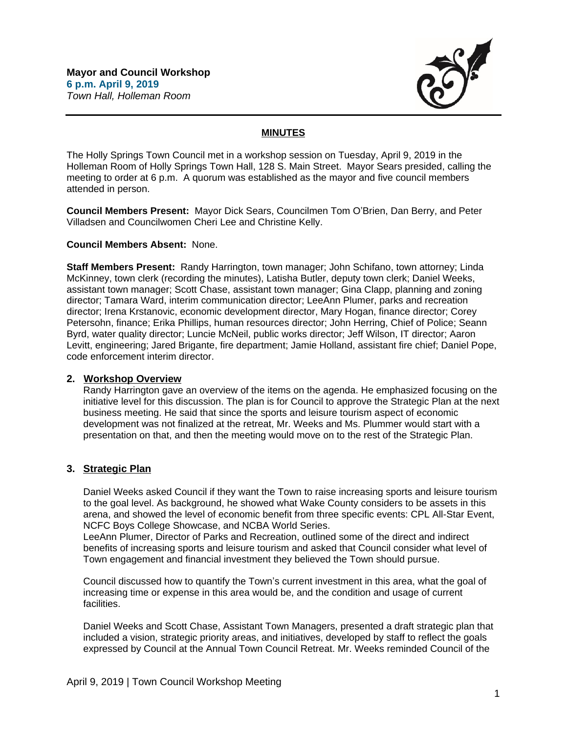**Mayor and Council Workshop**
**6 p.m. April 9, 2019**
*Town Hall, Holleman Room*

## MINUTES

The Holly Springs Town Council met in a workshop session on Tuesday, April 9, 2019 in the Holleman Room of Holly Springs Town Hall, 128 S. Main Street. Mayor Sears presided, calling the meeting to order at 6 p.m. A quorum was established as the mayor and five council members attended in person.

**Council Members Present:** Mayor Dick Sears, Councilmen Tom O'Brien, Dan Berry, and Peter Villadsen and Councilwomen Cheri Lee and Christine Kelly.

**Council Members Absent:** None.

**Staff Members Present:** Randy Harrington, town manager; John Schifano, town attorney; Linda McKinney, town clerk (recording the minutes), Latisha Butler, deputy town clerk; Daniel Weeks, assistant town manager; Scott Chase, assistant town manager; Gina Clapp, planning and zoning director; Tamara Ward, interim communication director; LeeAnn Plumer, parks and recreation director; Irena Krstanovic, economic development director, Mary Hogan, finance director; Corey Petersohn, finance; Erika Phillips, human resources director; John Herring, Chief of Police; Seann Byrd, water quality director; Luncie McNeil, public works director; Jeff Wilson, IT director; Aaron Levitt, engineering; Jared Brigante, fire department; Jamie Holland, assistant fire chief; Daniel Pope, code enforcement interim director.

### 2. Workshop Overview

Randy Harrington gave an overview of the items on the agenda. He emphasized focusing on the initiative level for this discussion. The plan is for Council to approve the Strategic Plan at the next business meeting. He said that since the sports and leisure tourism aspect of economic development was not finalized at the retreat, Mr. Weeks and Ms. Plummer would start with a presentation on that, and then the meeting would move on to the rest of the Strategic Plan.

### 3. Strategic Plan

Daniel Weeks asked Council if they want the Town to raise increasing sports and leisure tourism to the goal level. As background, he showed what Wake County considers to be assets in this arena, and showed the level of economic benefit from three specific events: CPL All-Star Event, NCFC Boys College Showcase, and NCBA World Series.
LeeAnn Plumer, Director of Parks and Recreation, outlined some of the direct and indirect benefits of increasing sports and leisure tourism and asked that Council consider what level of Town engagement and financial investment they believed the Town should pursue.

Council discussed how to quantify the Town's current investment in this area, what the goal of increasing time or expense in this area would be, and the condition and usage of current facilities.

Daniel Weeks and Scott Chase, Assistant Town Managers, presented a draft strategic plan that included a vision, strategic priority areas, and initiatives, developed by staff to reflect the goals expressed by Council at the Annual Town Council Retreat. Mr. Weeks reminded Council of the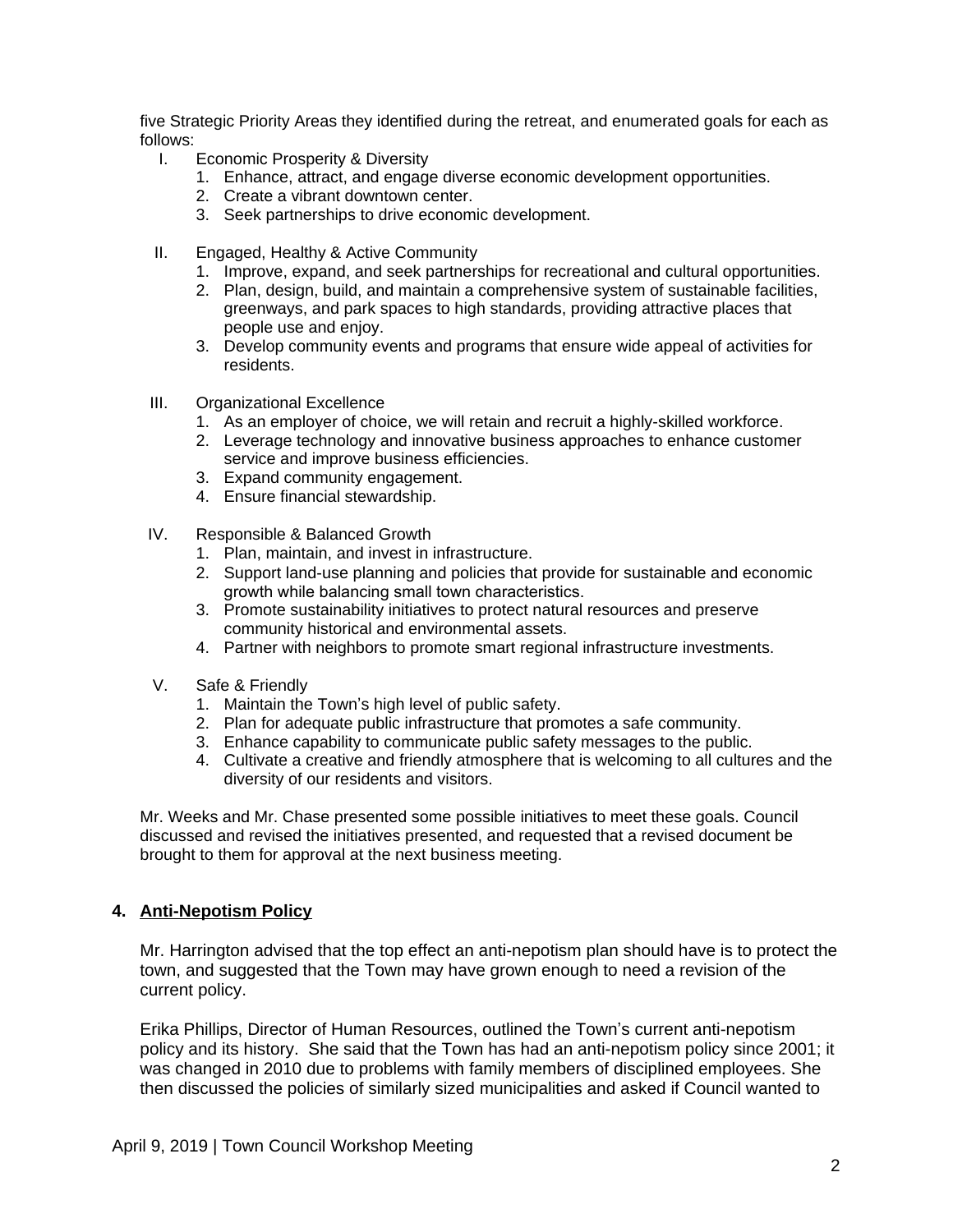five Strategic Priority Areas they identified during the retreat, and enumerated goals for each as follows:

I. Economic Prosperity & Diversity
   1. Enhance, attract, and engage diverse economic development opportunities.
   2. Create a vibrant downtown center.
   3. Seek partnerships to drive economic development.

II. Engaged, Healthy & Active Community
   1. Improve, expand, and seek partnerships for recreational and cultural opportunities.
   2. Plan, design, build, and maintain a comprehensive system of sustainable facilities, greenways, and park spaces to high standards, providing attractive places that people use and enjoy.
   3. Develop community events and programs that ensure wide appeal of activities for residents.

III. Organizational Excellence
   1. As an employer of choice, we will retain and recruit a highly-skilled workforce.
   2. Leverage technology and innovative business approaches to enhance customer service and improve business efficiencies.
   3. Expand community engagement.
   4. Ensure financial stewardship.

IV. Responsible & Balanced Growth
   1. Plan, maintain, and invest in infrastructure.
   2. Support land-use planning and policies that provide for sustainable and economic growth while balancing small town characteristics.
   3. Promote sustainability initiatives to protect natural resources and preserve community historical and environmental assets.
   4. Partner with neighbors to promote smart regional infrastructure investments.

V. Safe & Friendly
   1. Maintain the Town's high level of public safety.
   2. Plan for adequate public infrastructure that promotes a safe community.
   3. Enhance capability to communicate public safety messages to the public.
   4. Cultivate a creative and friendly atmosphere that is welcoming to all cultures and the diversity of our residents and visitors.

Mr. Weeks and Mr. Chase presented some possible initiatives to meet these goals. Council discussed and revised the initiatives presented, and requested that a revised document be brought to them for approval at the next business meeting.

## 4. Anti-Nepotism Policy

Mr. Harrington advised that the top effect an anti-nepotism plan should have is to protect the town, and suggested that the Town may have grown enough to need a revision of the current policy.

Erika Phillips, Director of Human Resources, outlined the Town's current anti-nepotism policy and its history. She said that the Town has had an anti-nepotism policy since 2001; it was changed in 2010 due to problems with family members of disciplined employees. She then discussed the policies of similarly sized municipalities and asked if Council wanted to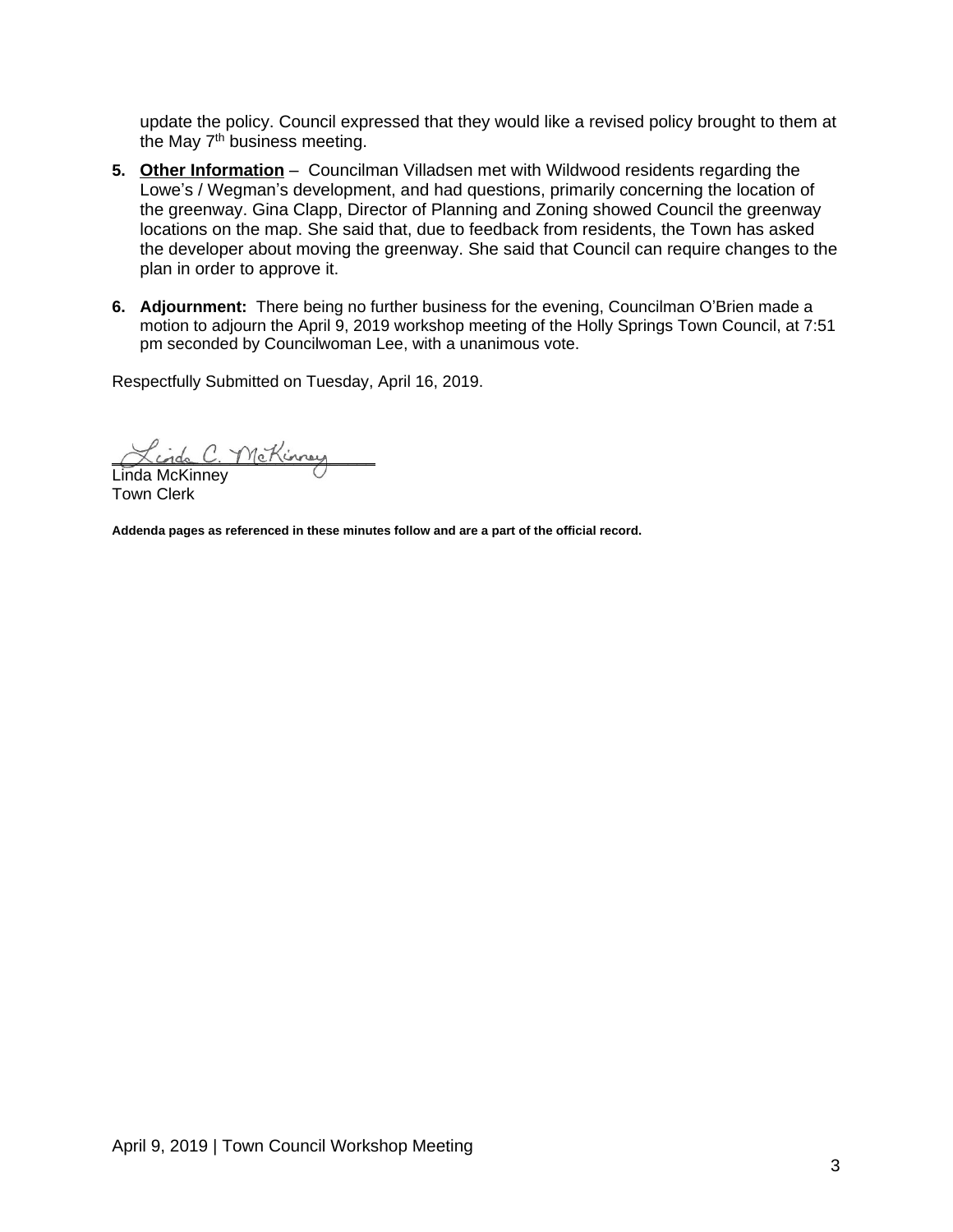update the policy. Council expressed that they would like a revised policy brought to them at the May 7th business meeting.

5. **Other Information** – Councilman Villadsen met with Wildwood residents regarding the Lowe's / Wegman's development, and had questions, primarily concerning the location of the greenway. Gina Clapp, Director of Planning and Zoning showed Council the greenway locations on the map. She said that, due to feedback from residents, the Town has asked the developer about moving the greenway. She said that Council can require changes to the plan in order to approve it.

6. **Adjournment:** There being no further business for the evening, Councilman O'Brien made a motion to adjourn the April 9, 2019 workshop meeting of the Holly Springs Town Council, at 7:51 pm seconded by Councilwoman Lee, with a unanimous vote.

Respectfully Submitted on Tuesday, April 16, 2019.

Linda C. McKinney

Linda McKinney
Town Clerk

**Addenda pages as referenced in these minutes follow and are a part of the official record.**